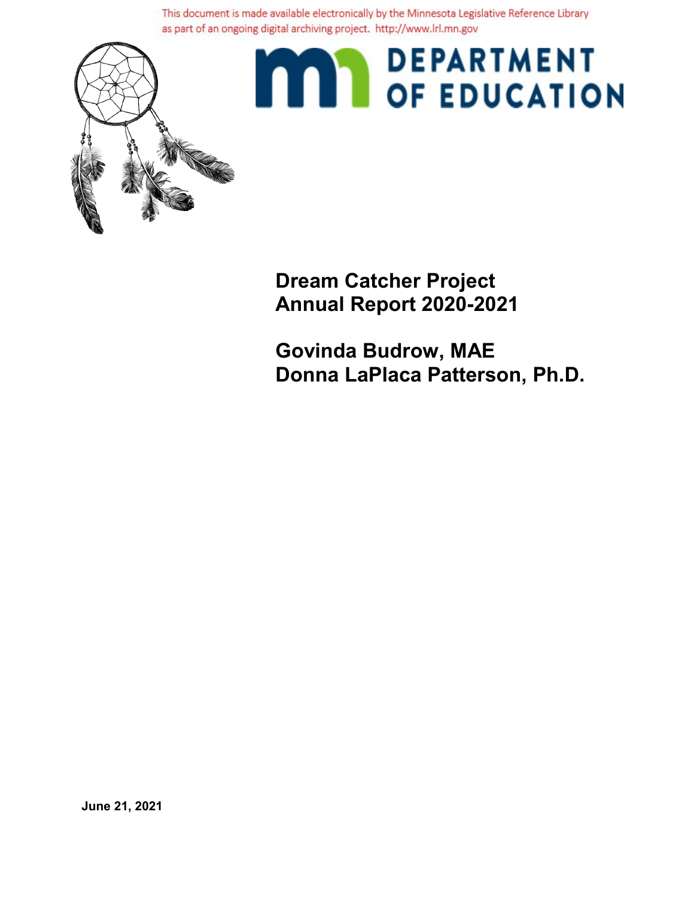This document is made available electronically by the Minnesota Legislative Reference Library as part of an ongoing digital archiving project. http://www.lrl.mn.gov

MN DEPARTMENT OF EDUCATION

# Dream Catcher Project Annual Report 2020-2021

**Govinda Budrow, MAE**
**Donna LaPlaca Patterson, Ph.D.**

**June 21, 2021**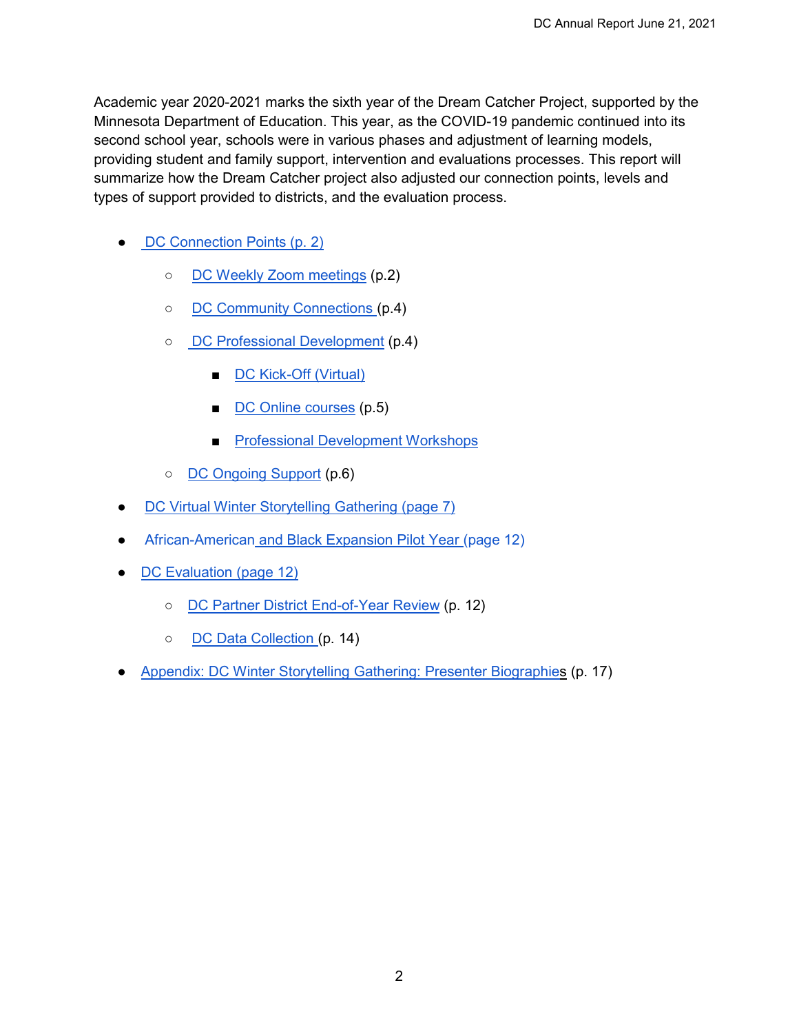Academic year 2020-2021 marks the sixth year of the Dream Catcher Project, supported by the Minnesota Department of Education. This year, as the COVID-19 pandemic continued into its second school year, schools were in various phases and adjustment of learning models, providing student and family support, intervention and evaluations processes. This report will summarize how the Dream Catcher project also adjusted our connection points, levels and types of support provided to districts, and the evaluation process.

- DC Connection Points (p. 2)
    - DC Weekly Zoom meetings (p.2)
    - DC Community Connections (p.4)
    - DC Professional Development (p.4)
        - DC Kick-Off (Virtual)
        - DC Online courses (p.5)
        - Professional Development Workshops
    - DC Ongoing Support (p.6)
- DC Virtual Winter Storytelling Gathering (page 7)
- African-American and Black Expansion Pilot Year (page 12)
- DC Evaluation (page 12)
    - DC Partner District End-of-Year Review (p. 12)
    - DC Data Collection (p. 14)
- Appendix: DC Winter Storytelling Gathering: Presenter Biographies (p. 17)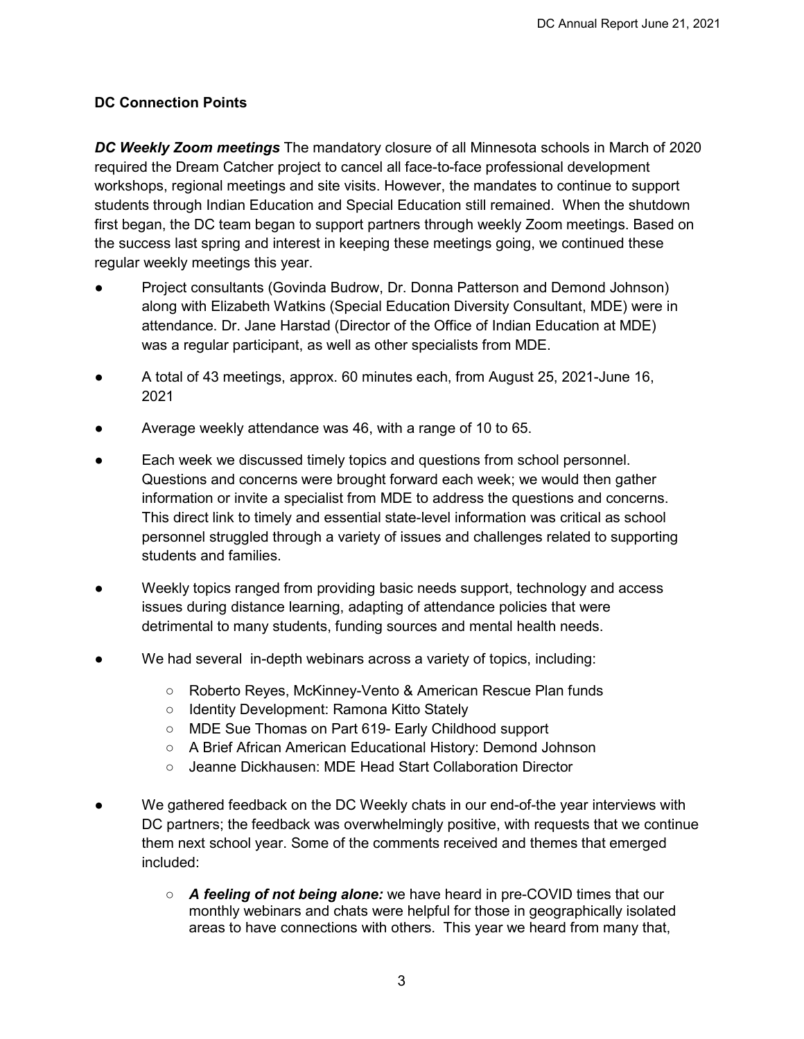### DC Connection Points

***DC Weekly Zoom meetings*** The mandatory closure of all Minnesota schools in March of 2020 required the Dream Catcher project to cancel all face-to-face professional development workshops, regional meetings and site visits. However, the mandates to continue to support students through Indian Education and Special Education still remained. When the shutdown first began, the DC team began to support partners through weekly Zoom meetings. Based on the success last spring and interest in keeping these meetings going, we continued these regular weekly meetings this year.

- Project consultants (Govinda Budrow, Dr. Donna Patterson and Demond Johnson) along with Elizabeth Watkins (Special Education Diversity Consultant, MDE) were in attendance. Dr. Jane Harstad (Director of the Office of Indian Education at MDE) was a regular participant, as well as other specialists from MDE.
- A total of 43 meetings, approx. 60 minutes each, from August 25, 2021-June 16, 2021
- Average weekly attendance was 46, with a range of 10 to 65.
- Each week we discussed timely topics and questions from school personnel. Questions and concerns were brought forward each week; we would then gather information or invite a specialist from MDE to address the questions and concerns. This direct link to timely and essential state-level information was critical as school personnel struggled through a variety of issues and challenges related to supporting students and families.
- Weekly topics ranged from providing basic needs support, technology and access issues during distance learning, adapting of attendance policies that were detrimental to many students, funding sources and mental health needs.
- We had several in-depth webinars across a variety of topics, including:
  - Roberto Reyes, McKinney-Vento & American Rescue Plan funds
  - Identity Development: Ramona Kitto Stately
  - MDE Sue Thomas on Part 619- Early Childhood support
  - A Brief African American Educational History: Demond Johnson
  - Jeanne Dickhausen: MDE Head Start Collaboration Director
- We gathered feedback on the DC Weekly chats in our end-of-the year interviews with DC partners; the feedback was overwhelmingly positive, with requests that we continue them next school year. Some of the comments received and themes that emerged included:
  - ***A feeling of not being alone:*** we have heard in pre-COVID times that our monthly webinars and chats were helpful for those in geographically isolated areas to have connections with others. This year we heard from many that,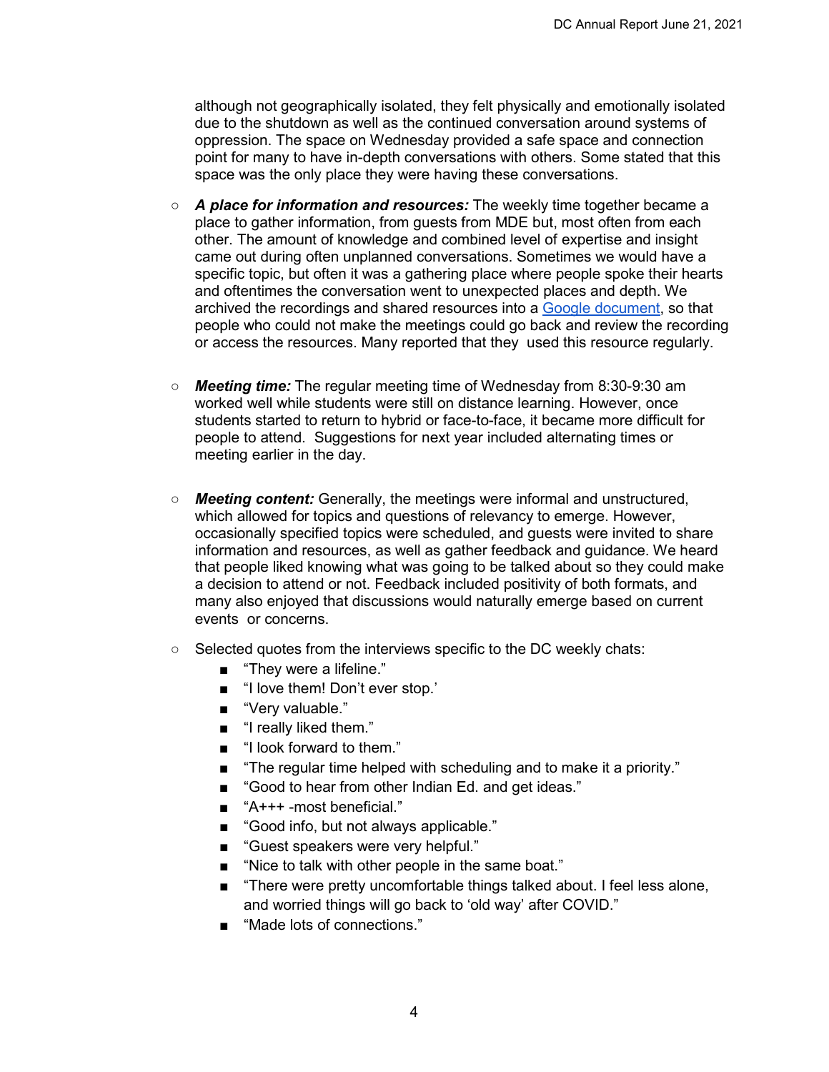although not geographically isolated, they felt physically and emotionally isolated due to the shutdown as well as the continued conversation around systems of oppression. The space on Wednesday provided a safe space and connection point for many to have in-depth conversations with others. Some stated that this space was the only place they were having these conversations.

- ***A place for information and resources:*** The weekly time together became a place to gather information, from guests from MDE but, most often from each other. The amount of knowledge and combined level of expertise and insight came out during often unplanned conversations. Sometimes we would have a specific topic, but often it was a gathering place where people spoke their hearts and oftentimes the conversation went to unexpected places and depth. We archived the recordings and shared resources into a Google document, so that people who could not make the meetings could go back and review the recording or access the resources. Many reported that they used this resource regularly.

- ***Meeting time:*** The regular meeting time of Wednesday from 8:30-9:30 am worked well while students were still on distance learning. However, once students started to return to hybrid or face-to-face, it became more difficult for people to attend. Suggestions for next year included alternating times or meeting earlier in the day.

- ***Meeting content:*** Generally, the meetings were informal and unstructured, which allowed for topics and questions of relevancy to emerge. However, occasionally specified topics were scheduled, and guests were invited to share information and resources, as well as gather feedback and guidance. We heard that people liked knowing what was going to be talked about so they could make a decision to attend or not. Feedback included positivity of both formats, and many also enjoyed that discussions would naturally emerge based on current events or concerns.

- Selected quotes from the interviews specific to the DC weekly chats:
  - "They were a lifeline."
  - "I love them! Don't ever stop.'
  - "Very valuable."
  - "I really liked them."
  - "I look forward to them."
  - "The regular time helped with scheduling and to make it a priority."
  - "Good to hear from other Indian Ed. and get ideas."
  - "A+++ -most beneficial."
  - "Good info, but not always applicable."
  - "Guest speakers were very helpful."
  - "Nice to talk with other people in the same boat."
  - "There were pretty uncomfortable things talked about. I feel less alone, and worried things will go back to 'old way' after COVID."
  - "Made lots of connections."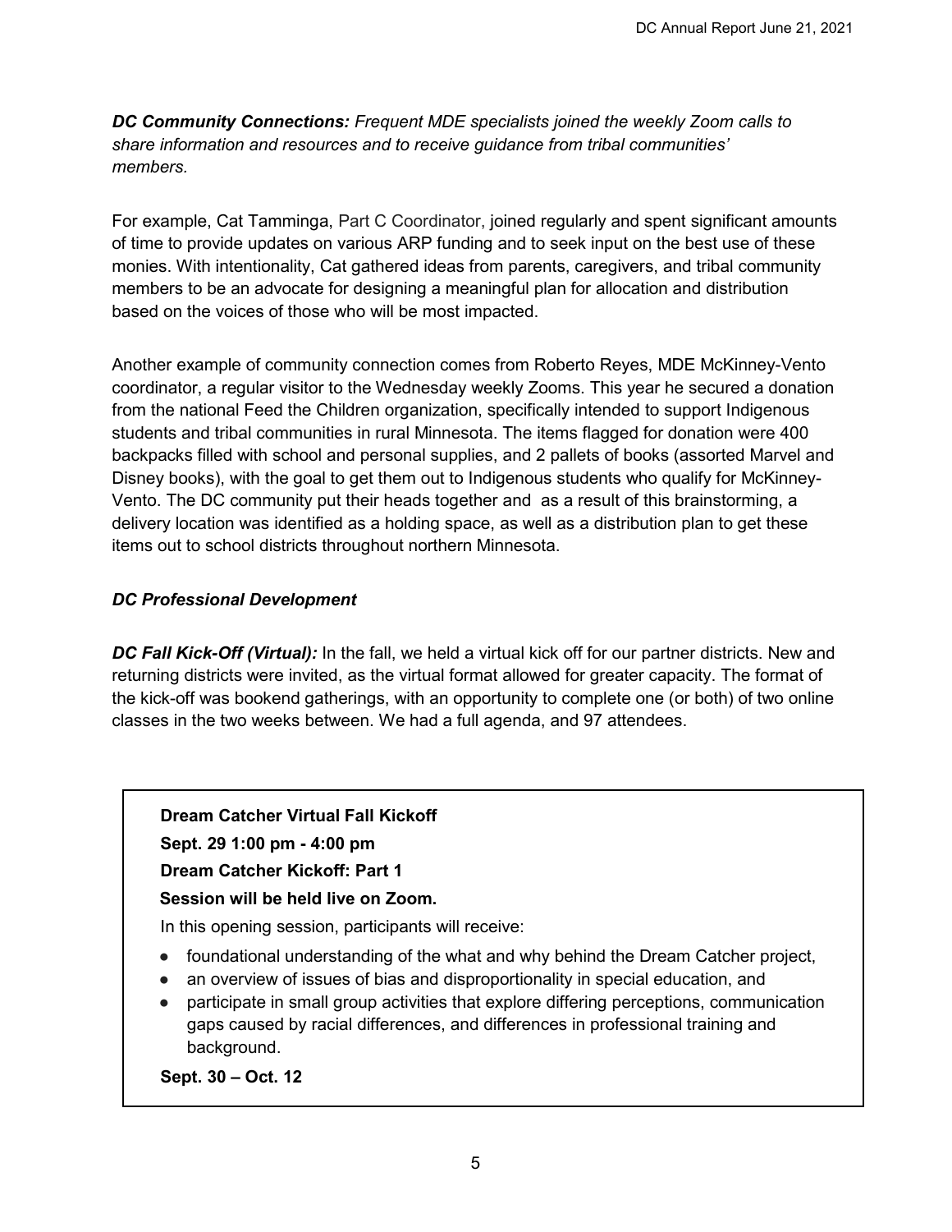***DC Community Connections:*** *Frequent MDE specialists joined the weekly Zoom calls to share information and resources and to receive guidance from tribal communities' members.*

For example, Cat Tamminga, Part C Coordinator, joined regularly and spent significant amounts of time to provide updates on various ARP funding and to seek input on the best use of these monies. With intentionality, Cat gathered ideas from parents, caregivers, and tribal community members to be an advocate for designing a meaningful plan for allocation and distribution based on the voices of those who will be most impacted.

Another example of community connection comes from Roberto Reyes, MDE McKinney-Vento coordinator, a regular visitor to the Wednesday weekly Zooms. This year he secured a donation from the national Feed the Children organization, specifically intended to support Indigenous students and tribal communities in rural Minnesota. The items flagged for donation were 400 backpacks filled with school and personal supplies, and 2 pallets of books (assorted Marvel and Disney books), with the goal to get them out to Indigenous students who qualify for McKinney-Vento. The DC community put their heads together and as a result of this brainstorming, a delivery location was identified as a holding space, as well as a distribution plan to get these items out to school districts throughout northern Minnesota.

### *DC Professional Development*

***DC Fall Kick-Off (Virtual):*** In the fall, we held a virtual kick off for our partner districts. New and returning districts were invited, as the virtual format allowed for greater capacity. The format of the kick-off was bookend gatherings, with an opportunity to complete one (or both) of two online classes in the two weeks between. We had a full agenda, and 97 attendees.

**Dream Catcher Virtual Fall Kickoff**

**Sept. 29 1:00 pm - 4:00 pm**

**Dream Catcher Kickoff: Part 1**

**Session will be held live on Zoom.**

In this opening session, participants will receive:

- foundational understanding of the what and why behind the Dream Catcher project,
- an overview of issues of bias and disproportionality in special education, and
- participate in small group activities that explore differing perceptions, communication gaps caused by racial differences, and differences in professional training and background.

**Sept. 30 – Oct. 12**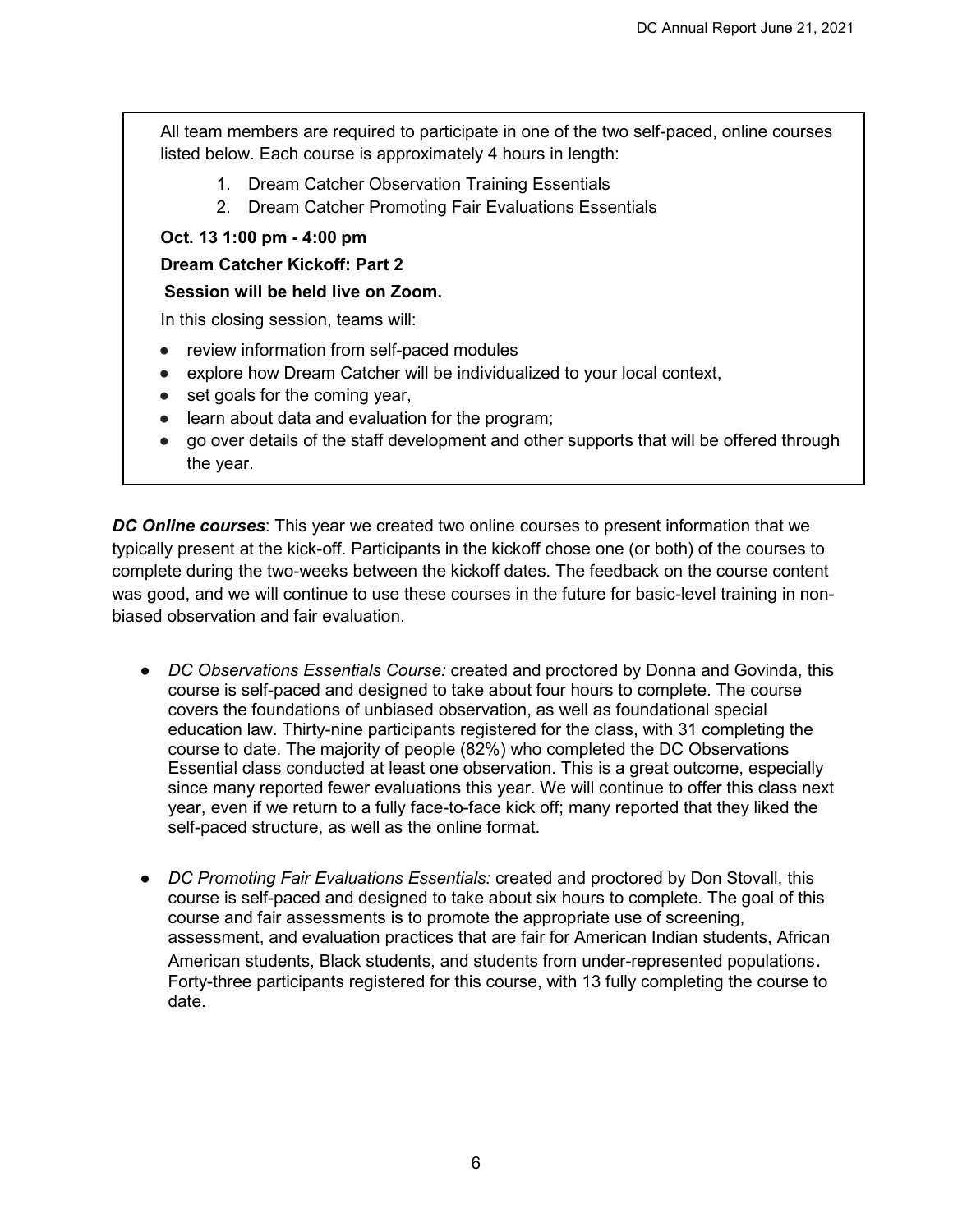All team members are required to participate in one of the two self-paced, online courses listed below. Each course is approximately 4 hours in length:

1. Dream Catcher Observation Training Essentials
2. Dream Catcher Promoting Fair Evaluations Essentials

**Oct. 13 1:00 pm - 4:00 pm**

**Dream Catcher Kickoff: Part 2**

**Session will be held live on Zoom.**

In this closing session, teams will:

- review information from self-paced modules
- explore how Dream Catcher will be individualized to your local context,
- set goals for the coming year,
- learn about data and evaluation for the program;
- go over details of the staff development and other supports that will be offered through the year.

***DC Online courses***: This year we created two online courses to present information that we typically present at the kick-off. Participants in the kickoff chose one (or both) of the courses to complete during the two-weeks between the kickoff dates. The feedback on the course content was good, and we will continue to use these courses in the future for basic-level training in non-biased observation and fair evaluation.

- *DC Observations Essentials Course:* created and proctored by Donna and Govinda, this course is self-paced and designed to take about four hours to complete. The course covers the foundations of unbiased observation, as well as foundational special education law. Thirty-nine participants registered for the class, with 31 completing the course to date. The majority of people (82%) who completed the DC Observations Essential class conducted at least one observation. This is a great outcome, especially since many reported fewer evaluations this year. We will continue to offer this class next year, even if we return to a fully face-to-face kick off; many reported that they liked the self-paced structure, as well as the online format.

- *DC Promoting Fair Evaluations Essentials:* created and proctored by Don Stovall, this course is self-paced and designed to take about six hours to complete. The goal of this course and fair assessments is to promote the appropriate use of screening, assessment, and evaluation practices that are fair for American Indian students, African American students, Black students, and students from under-represented populations. Forty-three participants registered for this course, with 13 fully completing the course to date.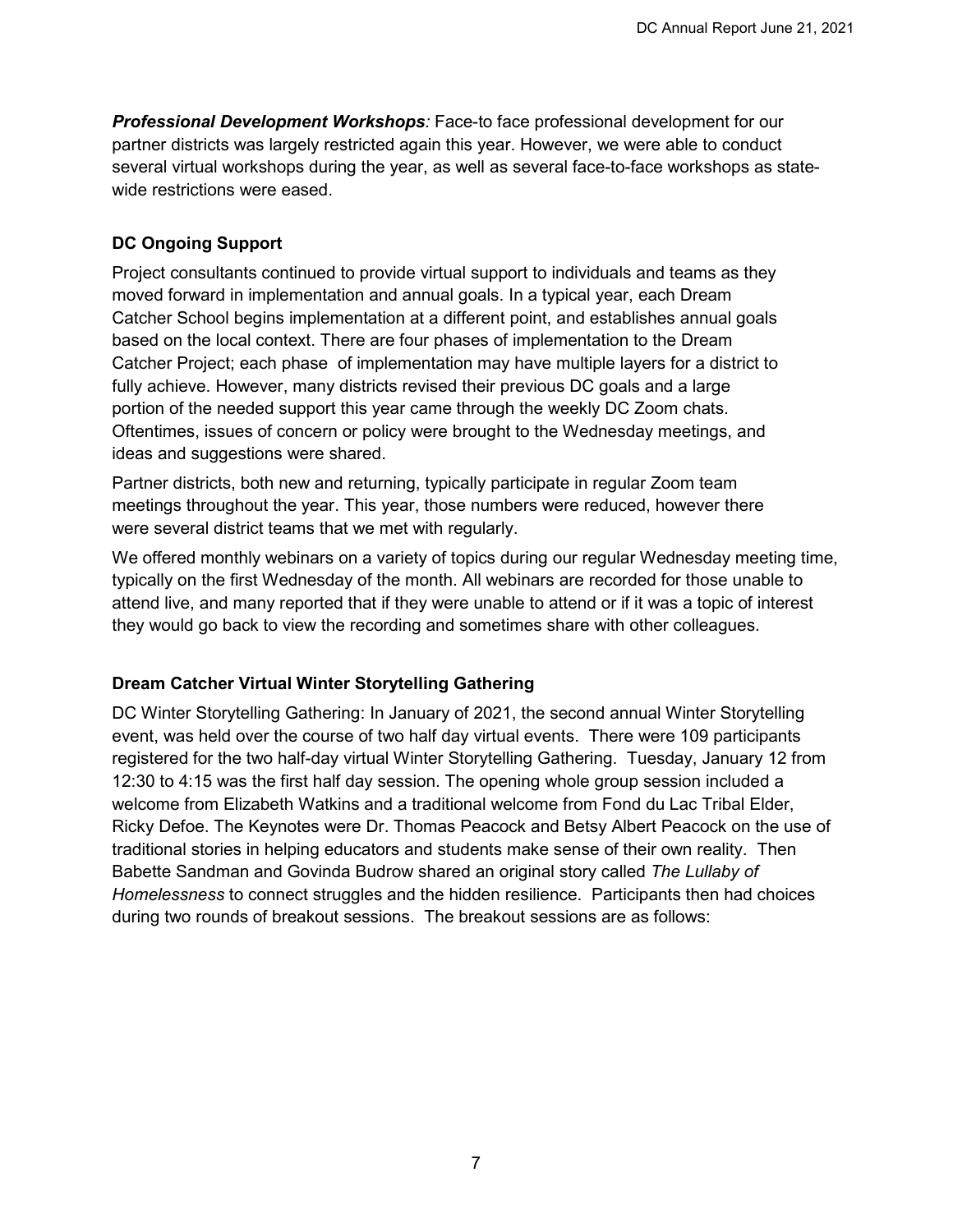***Professional Development Workshops****:* Face-to face professional development for our partner districts was largely restricted again this year. However, we were able to conduct several virtual workshops during the year, as well as several face-to-face workshops as state-wide restrictions were eased.

**DC Ongoing Support**

Project consultants continued to provide virtual support to individuals and teams as they moved forward in implementation and annual goals. In a typical year, each Dream Catcher School begins implementation at a different point, and establishes annual goals based on the local context. There are four phases of implementation to the Dream Catcher Project; each phase of implementation may have multiple layers for a district to fully achieve. However, many districts revised their previous DC goals and a large portion of the needed support this year came through the weekly DC Zoom chats. Oftentimes, issues of concern or policy were brought to the Wednesday meetings, and ideas and suggestions were shared.

Partner districts, both new and returning, typically participate in regular Zoom team meetings throughout the year. This year, those numbers were reduced, however there were several district teams that we met with regularly.

We offered monthly webinars on a variety of topics during our regular Wednesday meeting time, typically on the first Wednesday of the month. All webinars are recorded for those unable to attend live, and many reported that if they were unable to attend or if it was a topic of interest they would go back to view the recording and sometimes share with other colleagues.

**Dream Catcher Virtual Winter Storytelling Gathering**

DC Winter Storytelling Gathering: In January of 2021, the second annual Winter Storytelling event, was held over the course of two half day virtual events. There were 109 participants registered for the two half-day virtual Winter Storytelling Gathering. Tuesday, January 12 from 12:30 to 4:15 was the first half day session. The opening whole group session included a welcome from Elizabeth Watkins and a traditional welcome from Fond du Lac Tribal Elder, Ricky Defoe. The Keynotes were Dr. Thomas Peacock and Betsy Albert Peacock on the use of traditional stories in helping educators and students make sense of their own reality. Then Babette Sandman and Govinda Budrow shared an original story called *The Lullaby of Homelessness* to connect struggles and the hidden resilience. Participants then had choices during two rounds of breakout sessions. The breakout sessions are as follows: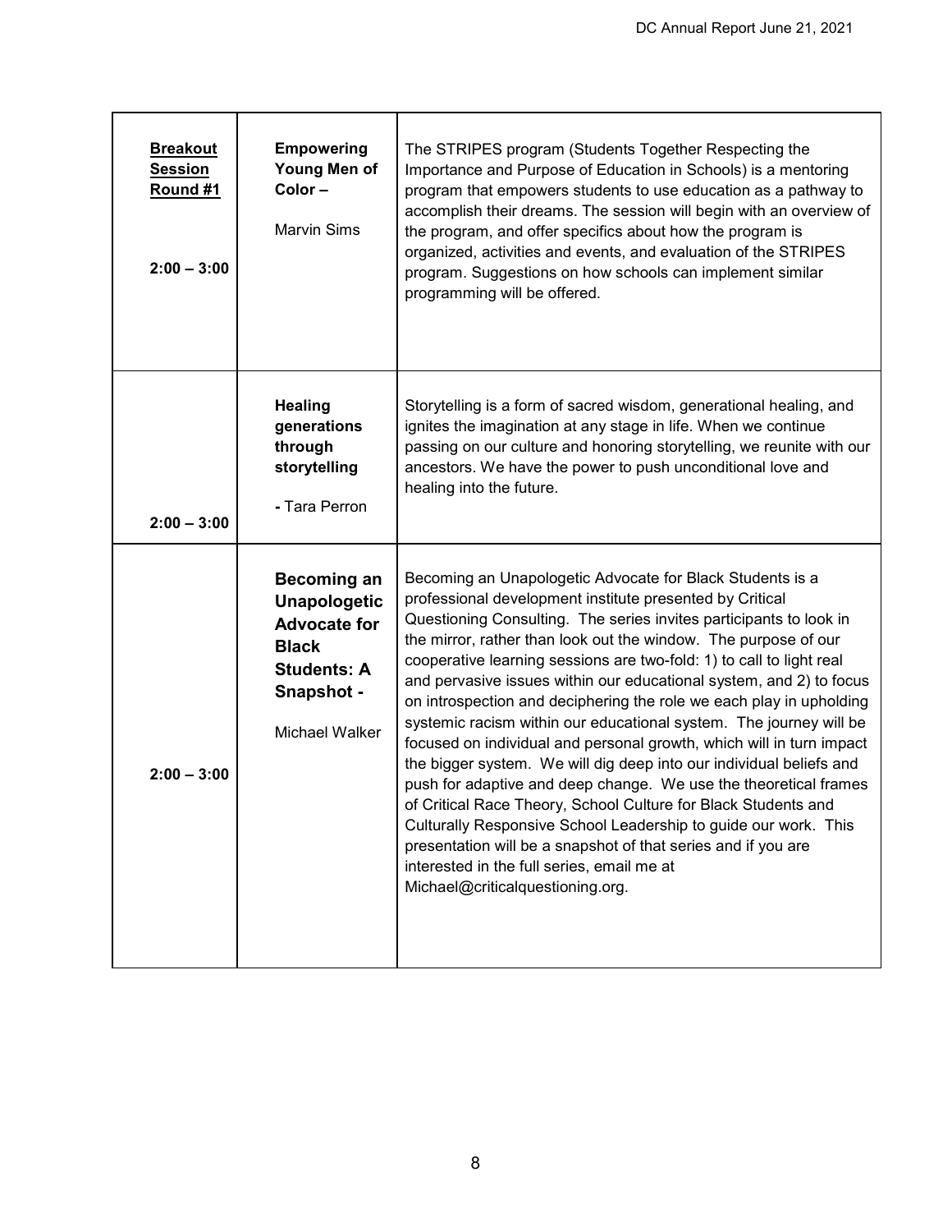| | | |
|---|---|---|
| **Breakout Session Round #1** 2:00 – 3:00 | **Empowering Young Men of Color –** Marvin Sims | The STRIPES program (Students Together Respecting the Importance and Purpose of Education in Schools) is a mentoring program that empowers students to use education as a pathway to accomplish their dreams. The session will begin with an overview of the program, and offer specifics about how the program is organized, activities and events, and evaluation of the STRIPES program. Suggestions on how schools can implement similar programming will be offered. |
| **2:00 – 3:00** | **Healing generations through storytelling** - Tara Perron | Storytelling is a form of sacred wisdom, generational healing, and ignites the imagination at any stage in life. When we continue passing on our culture and honoring storytelling, we reunite with our ancestors. We have the power to push unconditional love and healing into the future. |
| **2:00 – 3:00** | **Becoming an Unapologetic Advocate for Black Students: A Snapshot -** Michael Walker | Becoming an Unapologetic Advocate for Black Students is a professional development institute presented by Critical Questioning Consulting. The series invites participants to look in the mirror, rather than look out the window. The purpose of our cooperative learning sessions are two-fold: 1) to call to light real and pervasive issues within our educational system, and 2) to focus on introspection and deciphering the role we each play in upholding systemic racism within our educational system. The journey will be focused on individual and personal growth, which will in turn impact the bigger system. We will dig deep into our individual beliefs and push for adaptive and deep change. We use the theoretical frames of Critical Race Theory, School Culture for Black Students and Culturally Responsive School Leadership to guide our work. This presentation will be a snapshot of that series and if you are interested in the full series, email me at Michael@criticalquestioning.org. |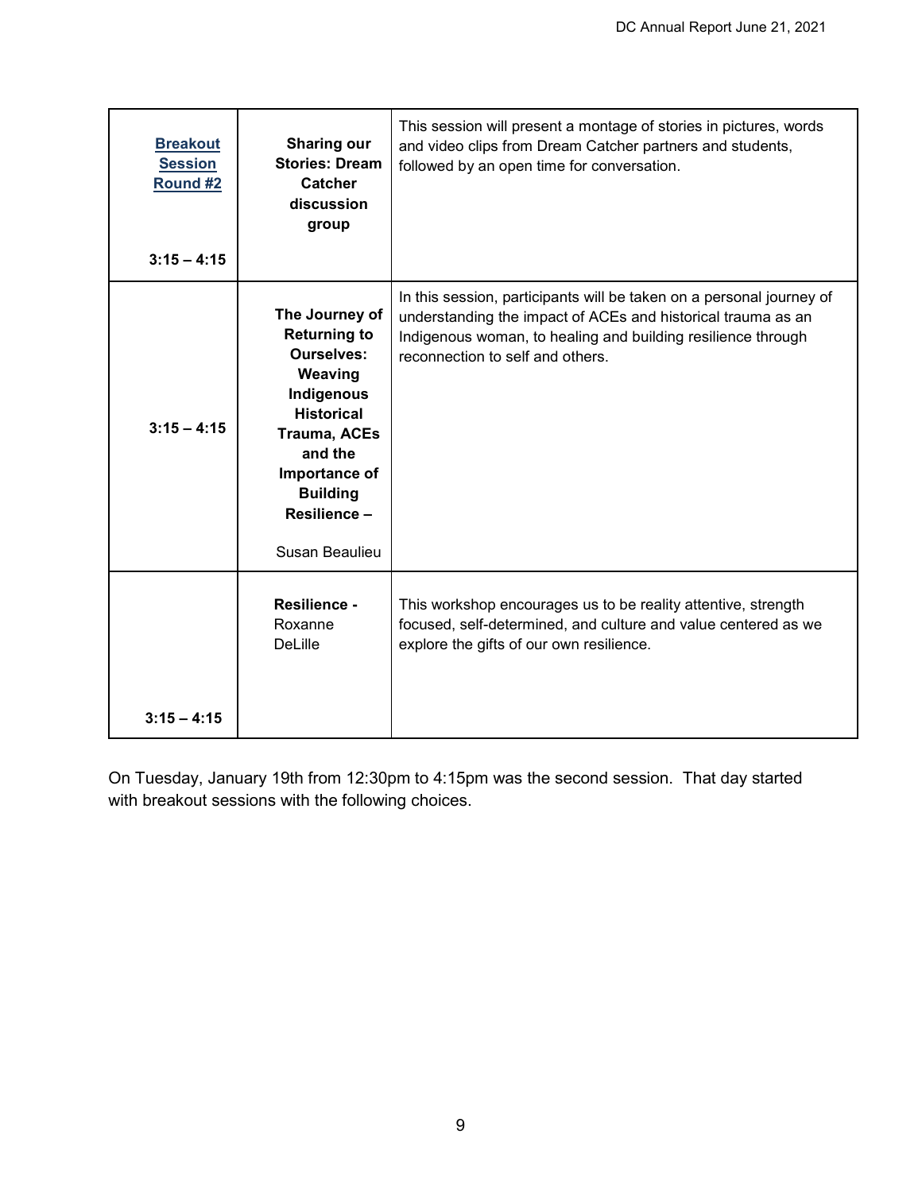| | | |
|---|---|---|
| **Breakout Session Round #2**<br><br>**3:15 – 4:15** | **Sharing our Stories: Dream Catcher discussion group** | This session will present a montage of stories in pictures, words and video clips from Dream Catcher partners and students, followed by an open time for conversation. |
| **3:15 – 4:15** | **The Journey of Returning to Ourselves: Weaving Indigenous Historical Trauma, ACEs and the Importance of Building Resilience –**<br><br>Susan Beaulieu | In this session, participants will be taken on a personal journey of understanding the impact of ACEs and historical trauma as an Indigenous woman, to healing and building resilience through reconnection to self and others. |
| **3:15 – 4:15** | **Resilience -** Roxanne DeLille | This workshop encourages us to be reality attentive, strength focused, self-determined, and culture and value centered as we explore the gifts of our own resilience. |

On Tuesday, January 19th from 12:30pm to 4:15pm was the second session. That day started with breakout sessions with the following choices.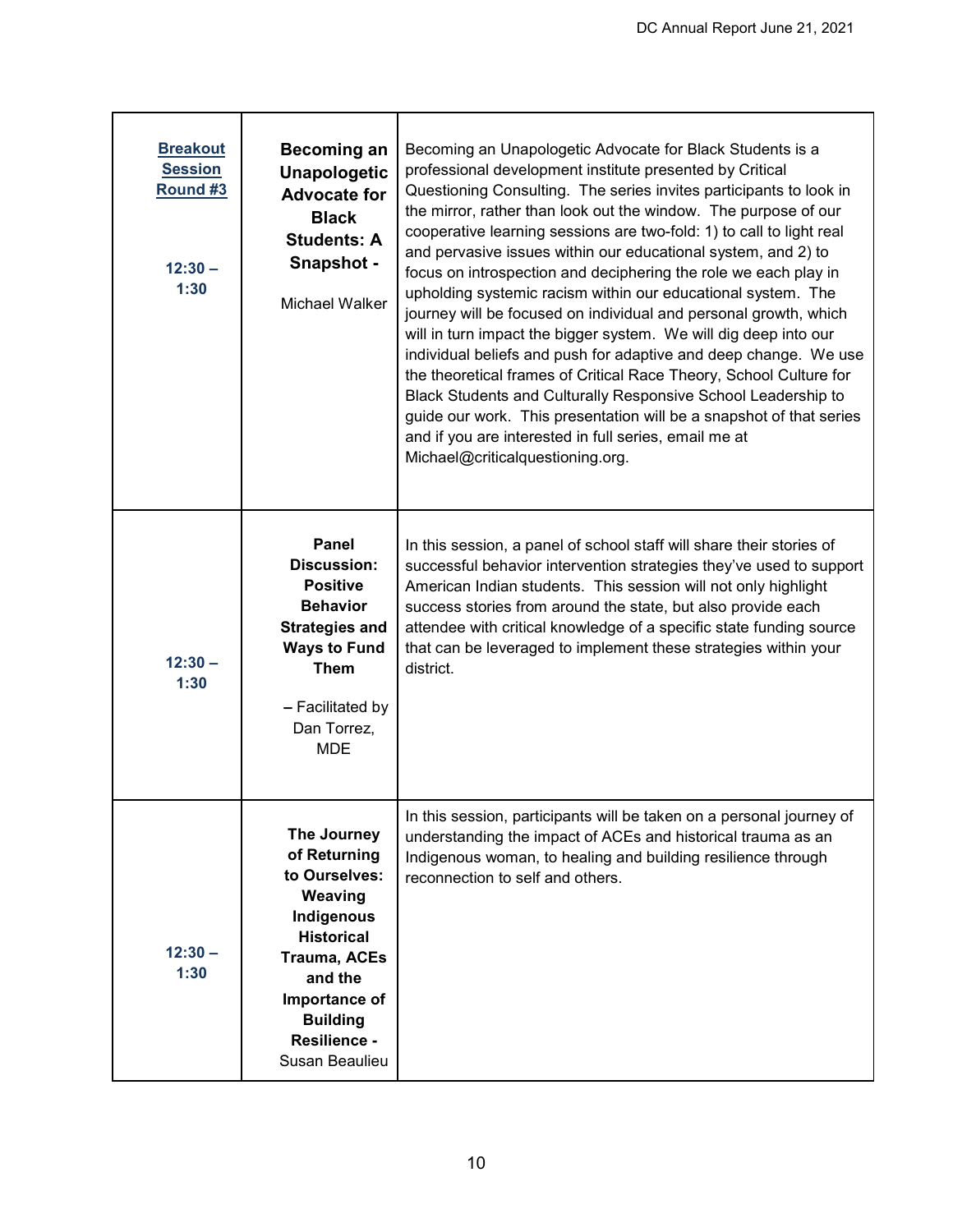| | | |
|---|---|---|
| **Breakout Session Round #3**<br><br>**12:30 – 1:30** | **Becoming an Unapologetic Advocate for Black Students: A Snapshot -**<br><br>Michael Walker | Becoming an Unapologetic Advocate for Black Students is a professional development institute presented by Critical Questioning Consulting. The series invites participants to look in the mirror, rather than look out the window. The purpose of our cooperative learning sessions are two-fold: 1) to call to light real and pervasive issues within our educational system, and 2) to focus on introspection and deciphering the role we each play in upholding systemic racism within our educational system. The journey will be focused on individual and personal growth, which will in turn impact the bigger system. We will dig deep into our individual beliefs and push for adaptive and deep change. We use the theoretical frames of Critical Race Theory, School Culture for Black Students and Culturally Responsive School Leadership to guide our work. This presentation will be a snapshot of that series and if you are interested in full series, email me at Michael@criticalquestioning.org. |
| **12:30 – 1:30** | **Panel Discussion: Positive Behavior Strategies and Ways to Fund Them**<br><br>**–** Facilitated by Dan Torrez, MDE | In this session, a panel of school staff will share their stories of successful behavior intervention strategies they've used to support American Indian students. This session will not only highlight success stories from around the state, but also provide each attendee with critical knowledge of a specific state funding source that can be leveraged to implement these strategies within your district. |
| **12:30 – 1:30** | **The Journey of Returning to Ourselves: Weaving Indigenous Historical Trauma, ACEs and the Importance of Building Resilience -** Susan Beaulieu | In this session, participants will be taken on a personal journey of understanding the impact of ACEs and historical trauma as an Indigenous woman, to healing and building resilience through reconnection to self and others. |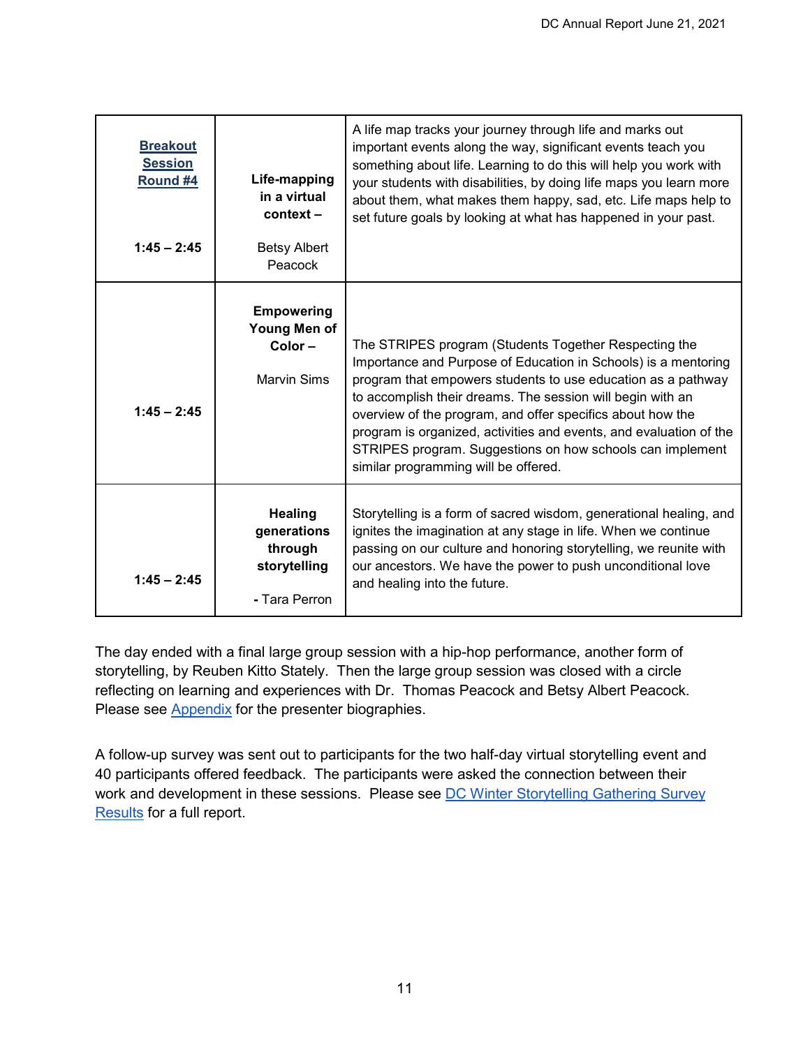| [Breakout Session Round #4](#)<br><br>1:45 – 2:45 | **Life-mapping in a virtual context –**<br><br>Betsy Albert Peacock | A life map tracks your journey through life and marks out important events along the way, significant events teach you something about life. Learning to do this will help you work with your students with disabilities, by doing life maps you learn more about them, what makes them happy, sad, etc. Life maps help to set future goals by looking at what has happened in your past. |
|---|---|---|
| 1:45 – 2:45 | **Empowering Young Men of Color –**<br><br>Marvin Sims | The STRIPES program (Students Together Respecting the Importance and Purpose of Education in Schools) is a mentoring program that empowers students to use education as a pathway to accomplish their dreams. The session will begin with an overview of the program, and offer specifics about how the program is organized, activities and events, and evaluation of the STRIPES program. Suggestions on how schools can implement similar programming will be offered. |
| 1:45 – 2:45 | **Healing generations through storytelling**<br><br>**-** Tara Perron | Storytelling is a form of sacred wisdom, generational healing, and ignites the imagination at any stage in life. When we continue passing on our culture and honoring storytelling, we reunite with our ancestors. We have the power to push unconditional love and healing into the future. |

The day ended with a final large group session with a hip-hop performance, another form of storytelling, by Reuben Kitto Stately. Then the large group session was closed with a circle reflecting on learning and experiences with Dr. Thomas Peacock and Betsy Albert Peacock. Please see [Appendix](#) for the presenter biographies.

A follow-up survey was sent out to participants for the two half-day virtual storytelling event and 40 participants offered feedback. The participants were asked the connection between their work and development in these sessions. Please see [DC Winter Storytelling Gathering Survey Results](#) for a full report.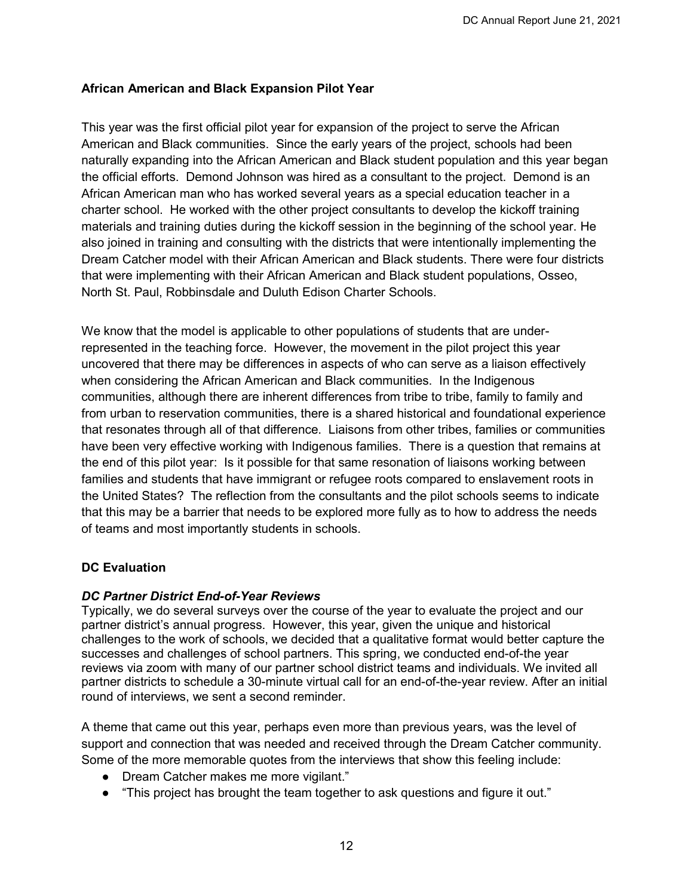**African American and Black Expansion Pilot Year**

This year was the first official pilot year for expansion of the project to serve the African American and Black communities. Since the early years of the project, schools had been naturally expanding into the African American and Black student population and this year began the official efforts. Demond Johnson was hired as a consultant to the project. Demond is an African American man who has worked several years as a special education teacher in a charter school. He worked with the other project consultants to develop the kickoff training materials and training duties during the kickoff session in the beginning of the school year. He also joined in training and consulting with the districts that were intentionally implementing the Dream Catcher model with their African American and Black students. There were four districts that were implementing with their African American and Black student populations, Osseo, North St. Paul, Robbinsdale and Duluth Edison Charter Schools.

We know that the model is applicable to other populations of students that are under-represented in the teaching force. However, the movement in the pilot project this year uncovered that there may be differences in aspects of who can serve as a liaison effectively when considering the African American and Black communities. In the Indigenous communities, although there are inherent differences from tribe to tribe, family to family and from urban to reservation communities, there is a shared historical and foundational experience that resonates through all of that difference. Liaisons from other tribes, families or communities have been very effective working with Indigenous families. There is a question that remains at the end of this pilot year: Is it possible for that same resonation of liaisons working between families and students that have immigrant or refugee roots compared to enslavement roots in the United States? The reflection from the consultants and the pilot schools seems to indicate that this may be a barrier that needs to be explored more fully as to how to address the needs of teams and most importantly students in schools.

**DC Evaluation**

***DC Partner District End-of-Year Reviews***

Typically, we do several surveys over the course of the year to evaluate the project and our partner district's annual progress. However, this year, given the unique and historical challenges to the work of schools, we decided that a qualitative format would better capture the successes and challenges of school partners. This spring, we conducted end-of-the year reviews via zoom with many of our partner school district teams and individuals. We invited all partner districts to schedule a 30-minute virtual call for an end-of-the-year review. After an initial round of interviews, we sent a second reminder.

A theme that came out this year, perhaps even more than previous years, was the level of support and connection that was needed and received through the Dream Catcher community. Some of the more memorable quotes from the interviews that show this feeling include:

- Dream Catcher makes me more vigilant."
- "This project has brought the team together to ask questions and figure it out."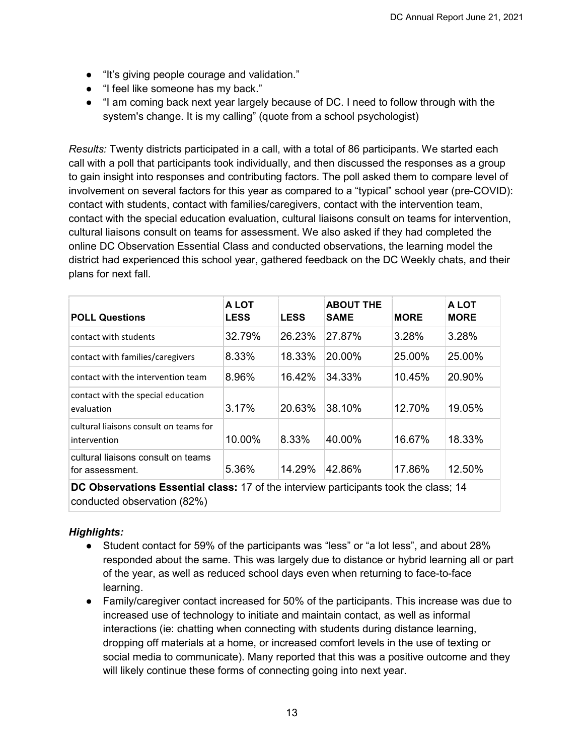- “It’s giving people courage and validation.”
- “I feel like someone has my back.”
- “I am coming back next year largely because of DC. I need to follow through with the system's change. It is my calling” (quote from a school psychologist)

*Results:* Twenty districts participated in a call, with a total of 86 participants. We started each call with a poll that participants took individually, and then discussed the responses as a group to gain insight into responses and contributing factors. The poll asked them to compare level of involvement on several factors for this year as compared to a “typical” school year (pre-COVID): contact with students, contact with families/caregivers, contact with the intervention team, contact with the special education evaluation, cultural liaisons consult on teams for intervention, cultural liaisons consult on teams for assessment. We also asked if they had completed the online DC Observation Essential Class and conducted observations, the learning model the district had experienced this school year, gathered feedback on the DC Weekly chats, and their plans for next fall.

| POLL Questions | A LOT LESS | LESS | ABOUT THE SAME | MORE | A LOT MORE |
|---|---|---|---|---|---|
| contact with students | 32.79% | 26.23% | 27.87% | 3.28% | 3.28% |
| contact with families/caregivers | 8.33% | 18.33% | 20.00% | 25.00% | 25.00% |
| contact with the intervention team | 8.96% | 16.42% | 34.33% | 10.45% | 20.90% |
| contact with the special education evaluation | 3.17% | 20.63% | 38.10% | 12.70% | 19.05% |
| cultural liaisons consult on teams for intervention | 10.00% | 8.33% | 40.00% | 16.67% | 18.33% |
| cultural liaisons consult on teams for assessment. | 5.36% | 14.29% | 42.86% | 17.86% | 12.50% |
| **DC Observations Essential class:** 17 of the interview participants took the class; 14 conducted observation (82%) | | | | | |

### *Highlights:*

- Student contact for 59% of the participants was “less” or “a lot less”, and about 28% responded about the same. This was largely due to distance or hybrid learning all or part of the year, as well as reduced school days even when returning to face-to-face learning.
- Family/caregiver contact increased for 50% of the participants. This increase was due to increased use of technology to initiate and maintain contact, as well as informal interactions (ie: chatting when connecting with students during distance learning, dropping off materials at a home, or increased comfort levels in the use of texting or social media to communicate). Many reported that this was a positive outcome and they will likely continue these forms of connecting going into next year.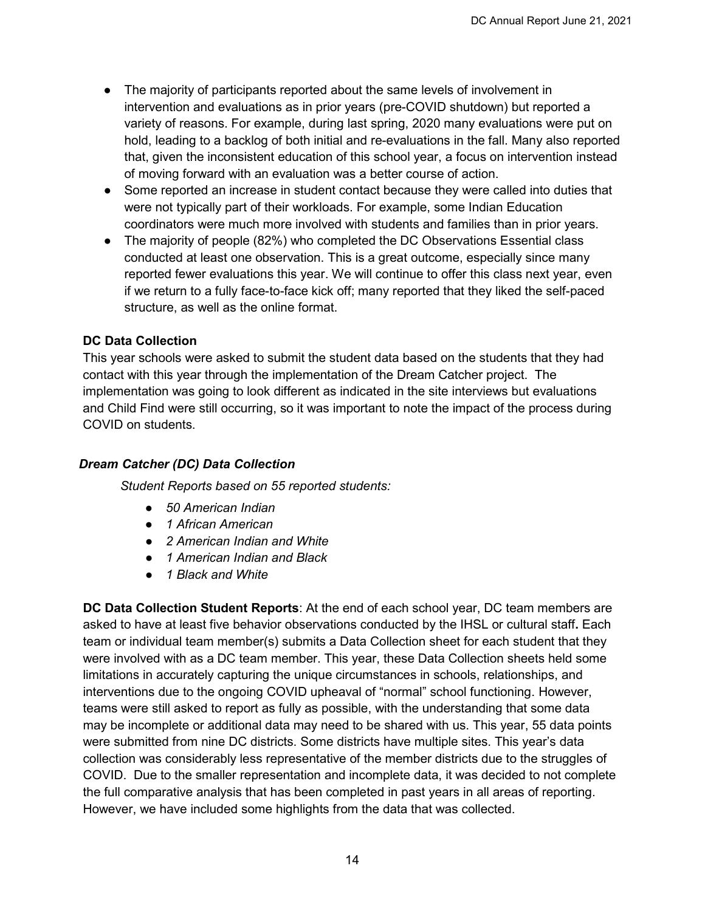- The majority of participants reported about the same levels of involvement in intervention and evaluations as in prior years (pre-COVID shutdown) but reported a variety of reasons. For example, during last spring, 2020 many evaluations were put on hold, leading to a backlog of both initial and re-evaluations in the fall. Many also reported that, given the inconsistent education of this school year, a focus on intervention instead of moving forward with an evaluation was a better course of action.
- Some reported an increase in student contact because they were called into duties that were not typically part of their workloads. For example, some Indian Education coordinators were much more involved with students and families than in prior years.
- The majority of people (82%) who completed the DC Observations Essential class conducted at least one observation. This is a great outcome, especially since many reported fewer evaluations this year. We will continue to offer this class next year, even if we return to a fully face-to-face kick off; many reported that they liked the self-paced structure, as well as the online format.

**DC Data Collection**

This year schools were asked to submit the student data based on the students that they had contact with this year through the implementation of the Dream Catcher project. The implementation was going to look different as indicated in the site interviews but evaluations and Child Find were still occurring, so it was important to note the impact of the process during COVID on students.

### *Dream Catcher (DC) Data Collection*

*Student Reports based on 55 reported students:*

- *50 American Indian*
- *1 African American*
- *2 American Indian and White*
- *1 American Indian and Black*
- *1 Black and White*

**DC Data Collection Student Reports**: At the end of each school year, DC team members are asked to have at least five behavior observations conducted by the IHSL or cultural staff**.** Each team or individual team member(s) submits a Data Collection sheet for each student that they were involved with as a DC team member. This year, these Data Collection sheets held some limitations in accurately capturing the unique circumstances in schools, relationships, and interventions due to the ongoing COVID upheaval of "normal" school functioning. However, teams were still asked to report as fully as possible, with the understanding that some data may be incomplete or additional data may need to be shared with us. This year, 55 data points were submitted from nine DC districts. Some districts have multiple sites. This year's data collection was considerably less representative of the member districts due to the struggles of COVID. Due to the smaller representation and incomplete data, it was decided to not complete the full comparative analysis that has been completed in past years in all areas of reporting. However, we have included some highlights from the data that was collected.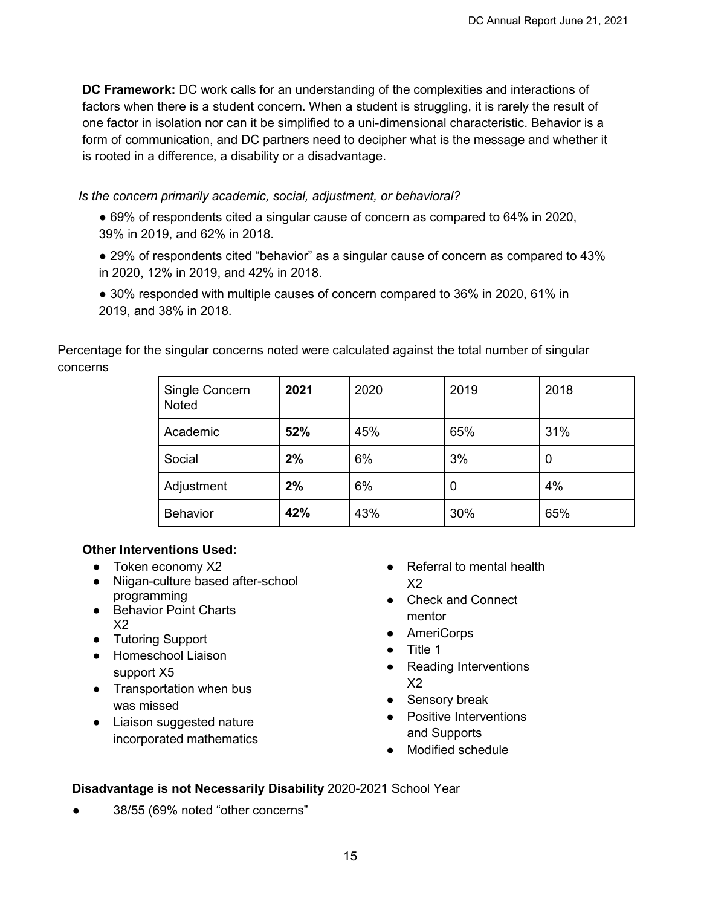**DC Framework:** DC work calls for an understanding of the complexities and interactions of factors when there is a student concern. When a student is struggling, it is rarely the result of one factor in isolation nor can it be simplified to a uni-dimensional characteristic. Behavior is a form of communication, and DC partners need to decipher what is the message and whether it is rooted in a difference, a disability or a disadvantage.

*Is the concern primarily academic, social, adjustment, or behavioral?*

- 69% of respondents cited a singular cause of concern as compared to 64% in 2020, 39% in 2019, and 62% in 2018.
- 29% of respondents cited "behavior" as a singular cause of concern as compared to 43% in 2020, 12% in 2019, and 42% in 2018.
- 30% responded with multiple causes of concern compared to 36% in 2020, 61% in 2019, and 38% in 2018.

Percentage for the singular concerns noted were calculated against the total number of singular concerns

| Single Concern Noted | **2021** | 2020 | 2019 | 2018 |
|---|---|---|---|---|
| Academic | **52%** | 45% | 65% | 31% |
| Social | **2%** | 6% | 3% | 0 |
| Adjustment | **2%** | 6% | 0 | 4% |
| Behavior | **42%** | 43% | 30% | 65% |

**Other Interventions Used:**

- Token economy X2
- Niigan-culture based after-school programming
- Behavior Point Charts X2
- Tutoring Support
- Homeschool Liaison support X5
- Transportation when bus was missed
- Liaison suggested nature incorporated mathematics
- Referral to mental health X2
- Check and Connect mentor
- AmeriCorps
- Title 1
- Reading Interventions X2
- Sensory break
- Positive Interventions and Supports
- Modified schedule

**Disadvantage is not Necessarily Disability** 2020-2021 School Year

- 38/55 (69% noted "other concerns"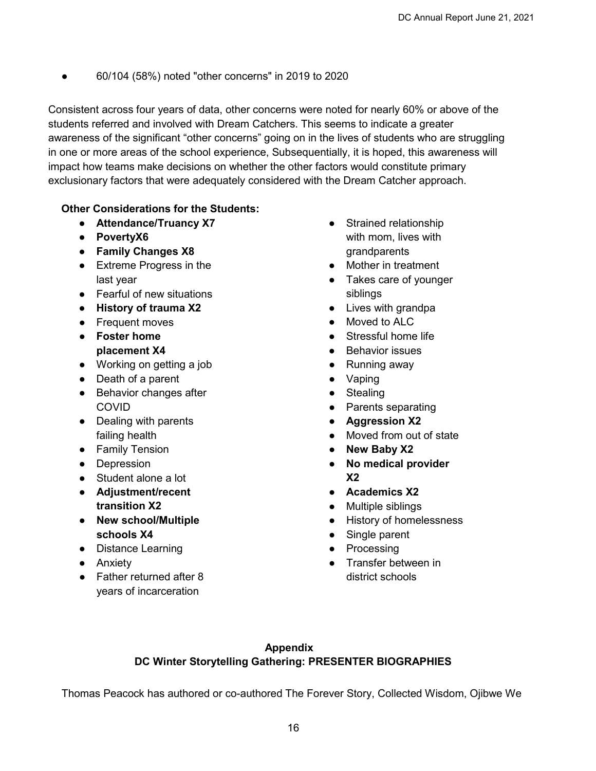- 60/104 (58%) noted "other concerns" in 2019 to 2020

Consistent across four years of data, other concerns were noted for nearly 60% or above of the students referred and involved with Dream Catchers. This seems to indicate a greater awareness of the significant "other concerns" going on in the lives of students who are struggling in one or more areas of the school experience, Subsequentially, it is hoped, this awareness will impact how teams make decisions on whether the other factors would constitute primary exclusionary factors that were adequately considered with the Dream Catcher approach.

**Other Considerations for the Students:**

- **Attendance/Truancy X7**
- **PovertyX6**
- **Family Changes X8**
- Extreme Progress in the last year
- Fearful of new situations
- **History of trauma X2**
- Frequent moves
- **Foster home placement X4**
- Working on getting a job
- Death of a parent
- Behavior changes after COVID
- Dealing with parents failing health
- Family Tension
- Depression
- Student alone a lot
- **Adjustment/recent transition X2**
- **New school/Multiple schools X4**
- Distance Learning
- Anxiety
- Father returned after 8 years of incarceration
- Strained relationship with mom, lives with grandparents
- Mother in treatment
- Takes care of younger siblings
- Lives with grandpa
- Moved to ALC
- Stressful home life
- Behavior issues
- Running away
- Vaping
- Stealing
- Parents separating
- **Aggression X2**
- Moved from out of state
- **New Baby X2**
- **No medical provider X2**
- **Academics X2**
- Multiple siblings
- History of homelessness
- Single parent
- Processing
- Transfer between in district schools

## Appendix
## DC Winter Storytelling Gathering: PRESENTER BIOGRAPHIES

Thomas Peacock has authored or co-authored The Forever Story, Collected Wisdom, Ojibwe We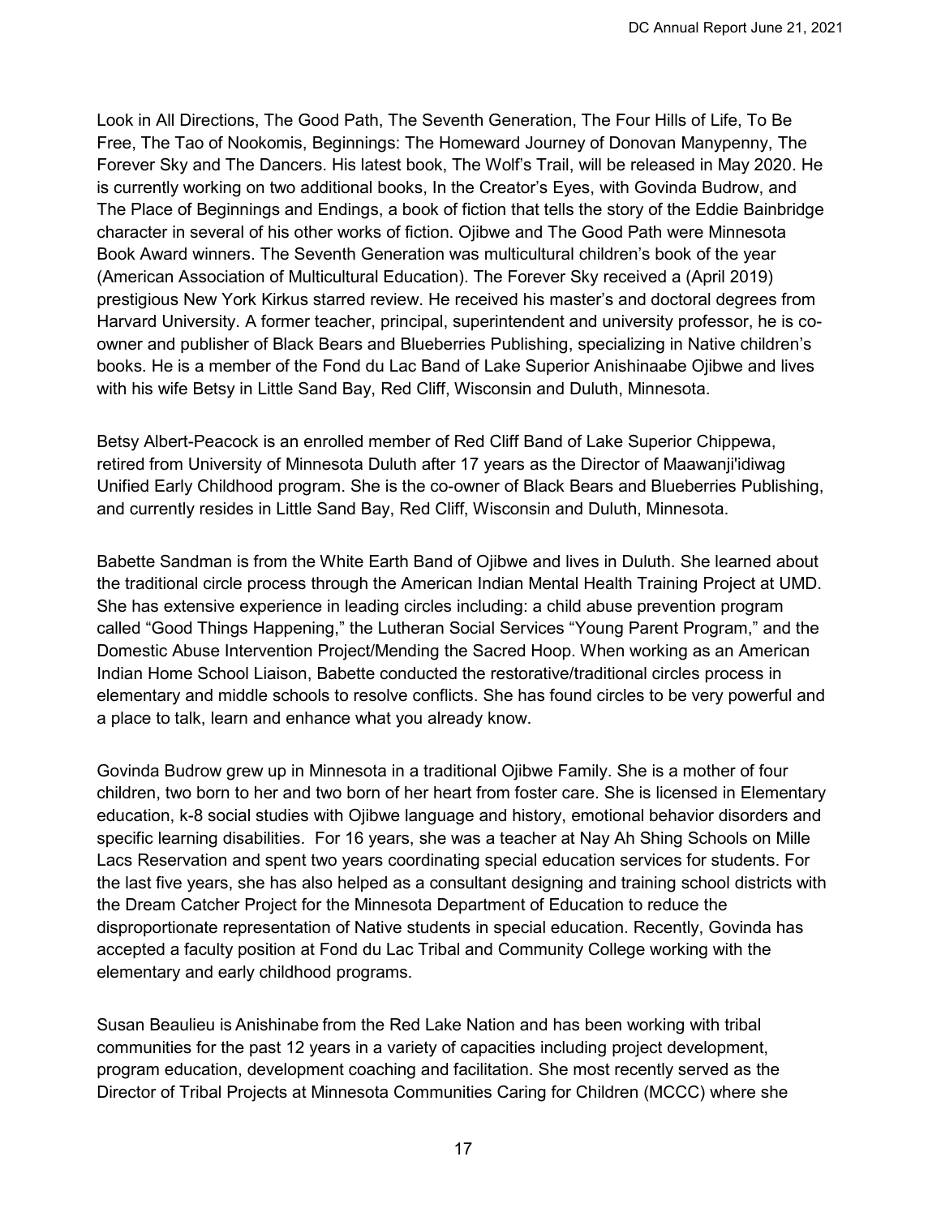Look in All Directions, The Good Path, The Seventh Generation, The Four Hills of Life, To Be Free, The Tao of Nookomis, Beginnings: The Homeward Journey of Donovan Manypenny, The Forever Sky and The Dancers. His latest book, The Wolf's Trail, will be released in May 2020. He is currently working on two additional books, In the Creator's Eyes, with Govinda Budrow, and The Place of Beginnings and Endings, a book of fiction that tells the story of the Eddie Bainbridge character in several of his other works of fiction. Ojibwe and The Good Path were Minnesota Book Award winners. The Seventh Generation was multicultural children's book of the year (American Association of Multicultural Education). The Forever Sky received a (April 2019) prestigious New York Kirkus starred review. He received his master's and doctoral degrees from Harvard University. A former teacher, principal, superintendent and university professor, he is co-owner and publisher of Black Bears and Blueberries Publishing, specializing in Native children's books. He is a member of the Fond du Lac Band of Lake Superior Anishinaabe Ojibwe and lives with his wife Betsy in Little Sand Bay, Red Cliff, Wisconsin and Duluth, Minnesota.

Betsy Albert-Peacock is an enrolled member of Red Cliff Band of Lake Superior Chippewa, retired from University of Minnesota Duluth after 17 years as the Director of Maawanji'idiwag Unified Early Childhood program. She is the co-owner of Black Bears and Blueberries Publishing, and currently resides in Little Sand Bay, Red Cliff, Wisconsin and Duluth, Minnesota.

Babette Sandman is from the White Earth Band of Ojibwe and lives in Duluth. She learned about the traditional circle process through the American Indian Mental Health Training Project at UMD. She has extensive experience in leading circles including: a child abuse prevention program called "Good Things Happening," the Lutheran Social Services "Young Parent Program," and the Domestic Abuse Intervention Project/Mending the Sacred Hoop. When working as an American Indian Home School Liaison, Babette conducted the restorative/traditional circles process in elementary and middle schools to resolve conflicts. She has found circles to be very powerful and a place to talk, learn and enhance what you already know.

Govinda Budrow grew up in Minnesota in a traditional Ojibwe Family. She is a mother of four children, two born to her and two born of her heart from foster care. She is licensed in Elementary education, k-8 social studies with Ojibwe language and history, emotional behavior disorders and specific learning disabilities. For 16 years, she was a teacher at Nay Ah Shing Schools on Mille Lacs Reservation and spent two years coordinating special education services for students. For the last five years, she has also helped as a consultant designing and training school districts with the Dream Catcher Project for the Minnesota Department of Education to reduce the disproportionate representation of Native students in special education. Recently, Govinda has accepted a faculty position at Fond du Lac Tribal and Community College working with the elementary and early childhood programs.

Susan Beaulieu is Anishinabe from the Red Lake Nation and has been working with tribal communities for the past 12 years in a variety of capacities including project development, program education, development coaching and facilitation. She most recently served as the Director of Tribal Projects at Minnesota Communities Caring for Children (MCCC) where she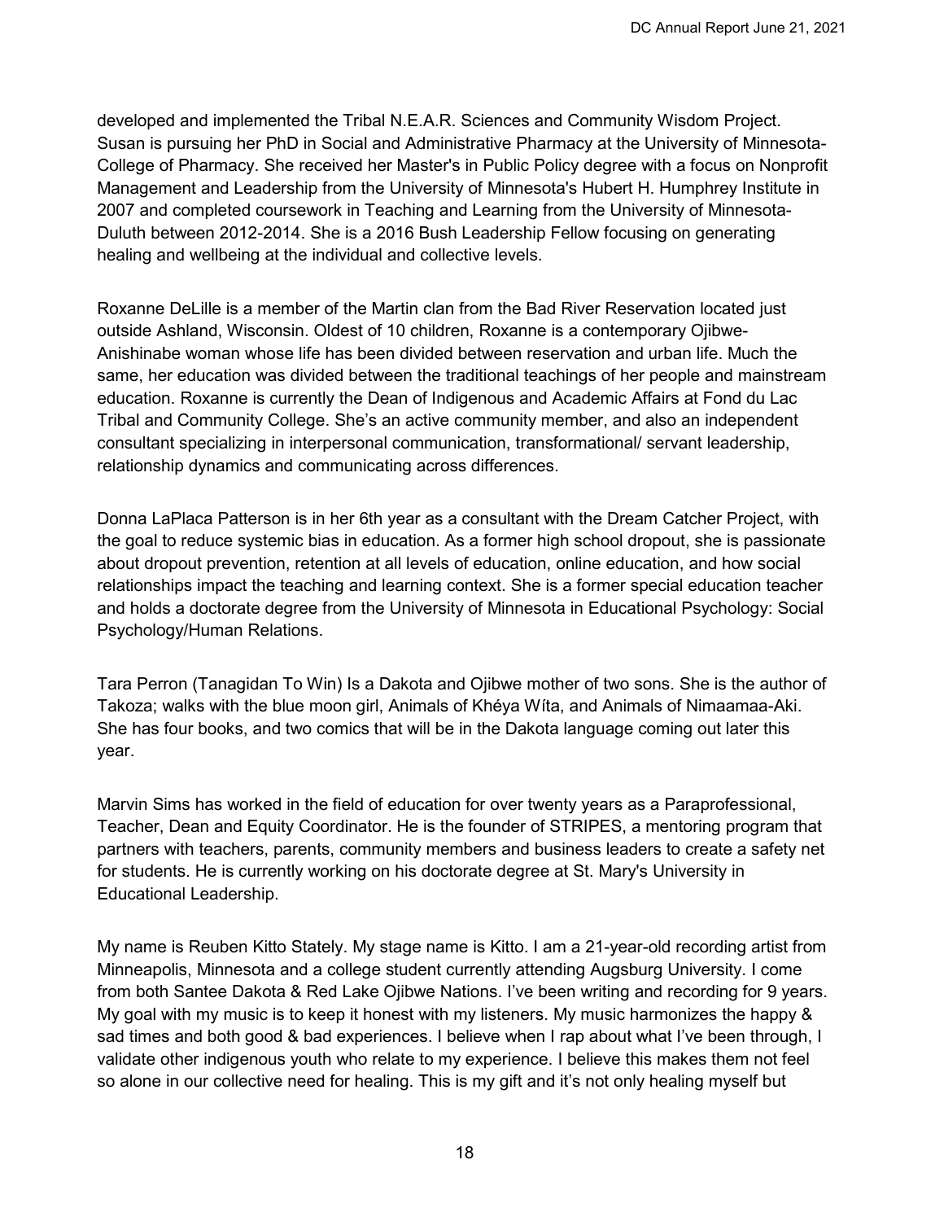developed and implemented the Tribal N.E.A.R. Sciences and Community Wisdom Project. Susan is pursuing her PhD in Social and Administrative Pharmacy at the University of Minnesota-College of Pharmacy. She received her Master's in Public Policy degree with a focus on Nonprofit Management and Leadership from the University of Minnesota's Hubert H. Humphrey Institute in 2007 and completed coursework in Teaching and Learning from the University of Minnesota-Duluth between 2012-2014. She is a 2016 Bush Leadership Fellow focusing on generating healing and wellbeing at the individual and collective levels.

Roxanne DeLille is a member of the Martin clan from the Bad River Reservation located just outside Ashland, Wisconsin. Oldest of 10 children, Roxanne is a contemporary Ojibwe-Anishinabe woman whose life has been divided between reservation and urban life. Much the same, her education was divided between the traditional teachings of her people and mainstream education. Roxanne is currently the Dean of Indigenous and Academic Affairs at Fond du Lac Tribal and Community College. She's an active community member, and also an independent consultant specializing in interpersonal communication, transformational/ servant leadership, relationship dynamics and communicating across differences.

Donna LaPlaca Patterson is in her 6th year as a consultant with the Dream Catcher Project, with the goal to reduce systemic bias in education. As a former high school dropout, she is passionate about dropout prevention, retention at all levels of education, online education, and how social relationships impact the teaching and learning context. She is a former special education teacher and holds a doctorate degree from the University of Minnesota in Educational Psychology: Social Psychology/Human Relations.

Tara Perron (Tanagidan To Win) Is a Dakota and Ojibwe mother of two sons. She is the author of Takoza; walks with the blue moon girl, Animals of Khéya Wíta, and Animals of Nimaamaa-Aki. She has four books, and two comics that will be in the Dakota language coming out later this year.

Marvin Sims has worked in the field of education for over twenty years as a Paraprofessional, Teacher, Dean and Equity Coordinator. He is the founder of STRIPES, a mentoring program that partners with teachers, parents, community members and business leaders to create a safety net for students. He is currently working on his doctorate degree at St. Mary's University in Educational Leadership.

My name is Reuben Kitto Stately. My stage name is Kitto. I am a 21-year-old recording artist from Minneapolis, Minnesota and a college student currently attending Augsburg University. I come from both Santee Dakota & Red Lake Ojibwe Nations. I've been writing and recording for 9 years. My goal with my music is to keep it honest with my listeners. My music harmonizes the happy & sad times and both good & bad experiences. I believe when I rap about what I've been through, I validate other indigenous youth who relate to my experience. I believe this makes them not feel so alone in our collective need for healing. This is my gift and it's not only healing myself but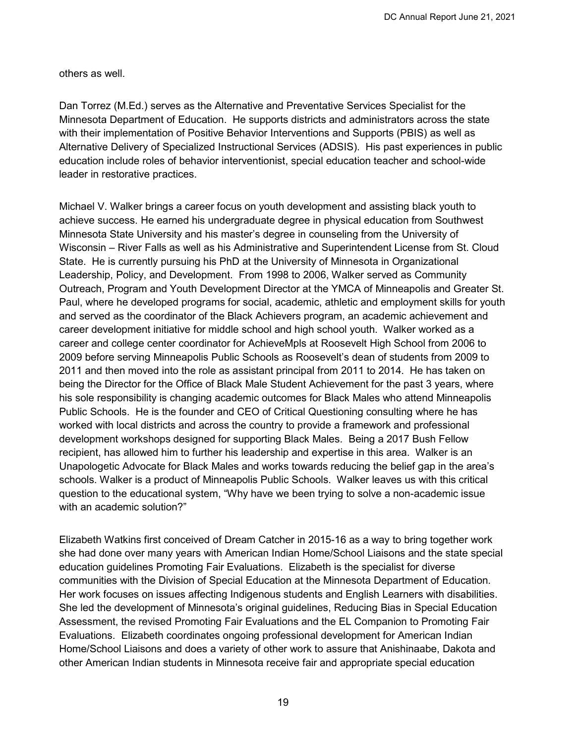others as well.

Dan Torrez (M.Ed.) serves as the Alternative and Preventative Services Specialist for the Minnesota Department of Education. He supports districts and administrators across the state with their implementation of Positive Behavior Interventions and Supports (PBIS) as well as Alternative Delivery of Specialized Instructional Services (ADSIS). His past experiences in public education include roles of behavior interventionist, special education teacher and school-wide leader in restorative practices.

Michael V. Walker brings a career focus on youth development and assisting black youth to achieve success. He earned his undergraduate degree in physical education from Southwest Minnesota State University and his master's degree in counseling from the University of Wisconsin – River Falls as well as his Administrative and Superintendent License from St. Cloud State. He is currently pursuing his PhD at the University of Minnesota in Organizational Leadership, Policy, and Development. From 1998 to 2006, Walker served as Community Outreach, Program and Youth Development Director at the YMCA of Minneapolis and Greater St. Paul, where he developed programs for social, academic, athletic and employment skills for youth and served as the coordinator of the Black Achievers program, an academic achievement and career development initiative for middle school and high school youth. Walker worked as a career and college center coordinator for AchieveMpls at Roosevelt High School from 2006 to 2009 before serving Minneapolis Public Schools as Roosevelt's dean of students from 2009 to 2011 and then moved into the role as assistant principal from 2011 to 2014. He has taken on being the Director for the Office of Black Male Student Achievement for the past 3 years, where his sole responsibility is changing academic outcomes for Black Males who attend Minneapolis Public Schools. He is the founder and CEO of Critical Questioning consulting where he has worked with local districts and across the country to provide a framework and professional development workshops designed for supporting Black Males. Being a 2017 Bush Fellow recipient, has allowed him to further his leadership and expertise in this area. Walker is an Unapologetic Advocate for Black Males and works towards reducing the belief gap in the area's schools. Walker is a product of Minneapolis Public Schools. Walker leaves us with this critical question to the educational system, "Why have we been trying to solve a non-academic issue with an academic solution?"

Elizabeth Watkins first conceived of Dream Catcher in 2015-16 as a way to bring together work she had done over many years with American Indian Home/School Liaisons and the state special education guidelines Promoting Fair Evaluations. Elizabeth is the specialist for diverse communities with the Division of Special Education at the Minnesota Department of Education. Her work focuses on issues affecting Indigenous students and English Learners with disabilities. She led the development of Minnesota's original guidelines, Reducing Bias in Special Education Assessment, the revised Promoting Fair Evaluations and the EL Companion to Promoting Fair Evaluations. Elizabeth coordinates ongoing professional development for American Indian Home/School Liaisons and does a variety of other work to assure that Anishinaabe, Dakota and other American Indian students in Minnesota receive fair and appropriate special education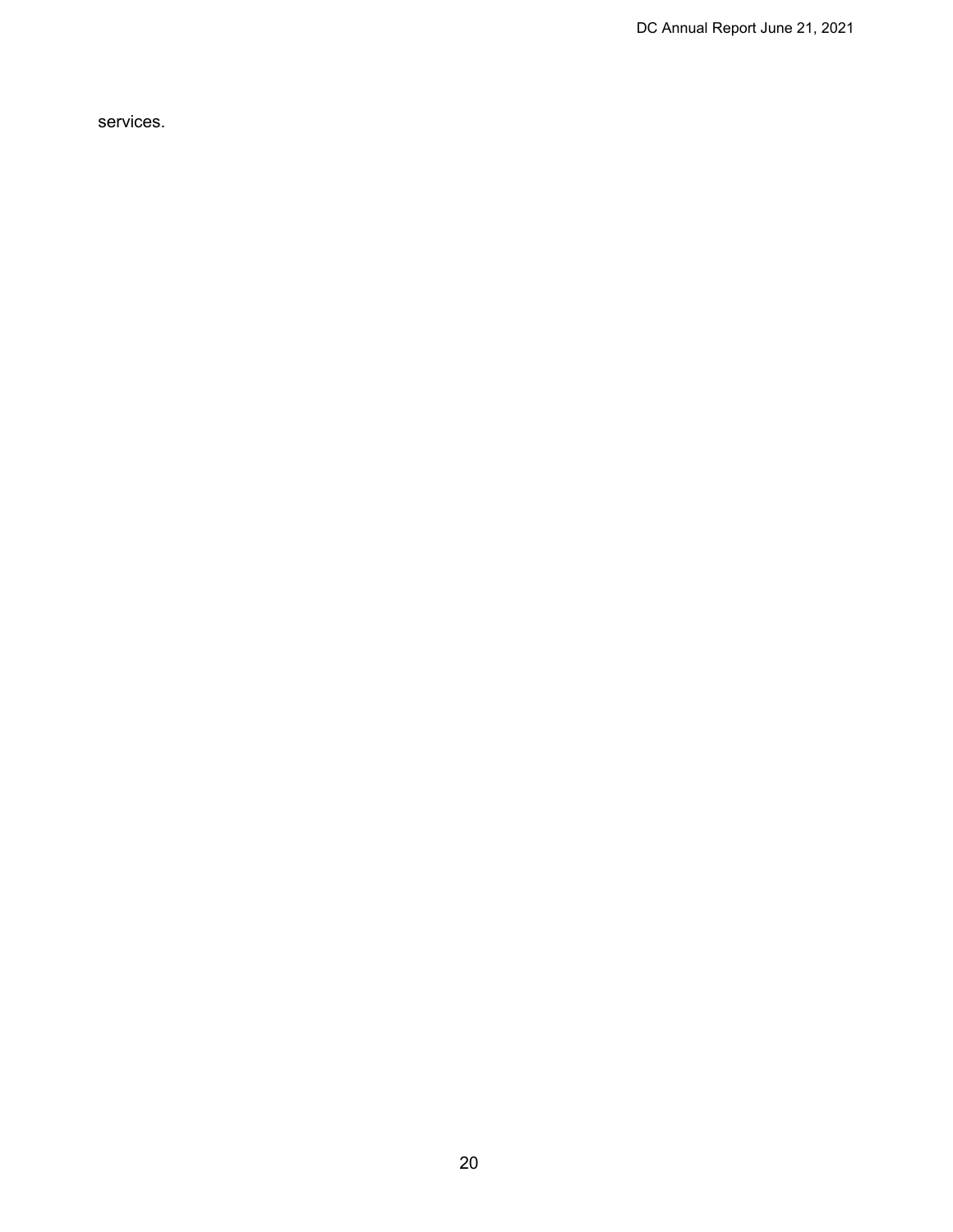services.